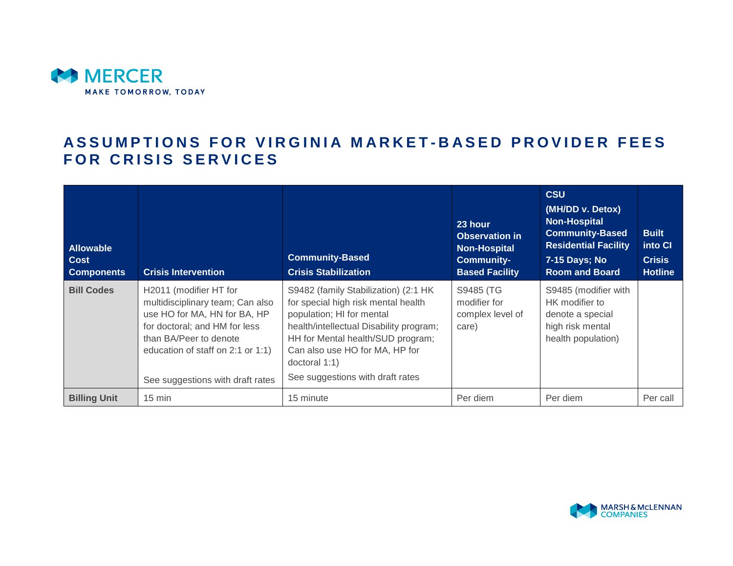# ASSUMPTIONS FOR VIRGINIA MARKET-BASED PROVIDER FEES FOR CRISIS SERVICES

| Allowable Cost Components | Crisis Intervention | Community-Based Crisis Stabilization | 23 hour Observation in Non-Hospital Community-Based Facility | CSU (MH/DD v. Detox) Non-Hospital Community-Based Residential Facility 7-15 Days; No Room and Board | Built into CI Crisis Hotline |
|---|---|---|---|---|---|
| **Bill Codes** | H2011 (modifier HT for multidisciplinary team; Can also use HO for MA, HN for BA, HP for doctoral; and HM for less than BA/Peer to denote education of staff on 2:1 or 1:1)<br><br>See suggestions with draft rates | S9482 (family Stabilization) (2:1 HK for special high risk mental health population; HI for mental health/intellectual Disability program; HH for Mental health/SUD program; Can also use HO for MA, HP for doctoral 1:1)<br><br>See suggestions with draft rates | S9485 (TG modifier for complex level of care) | S9485 (modifier with HK modifier to denote a special high risk mental health population) | |
| **Billing Unit** | 15 min | 15 minute | Per diem | Per diem | Per call |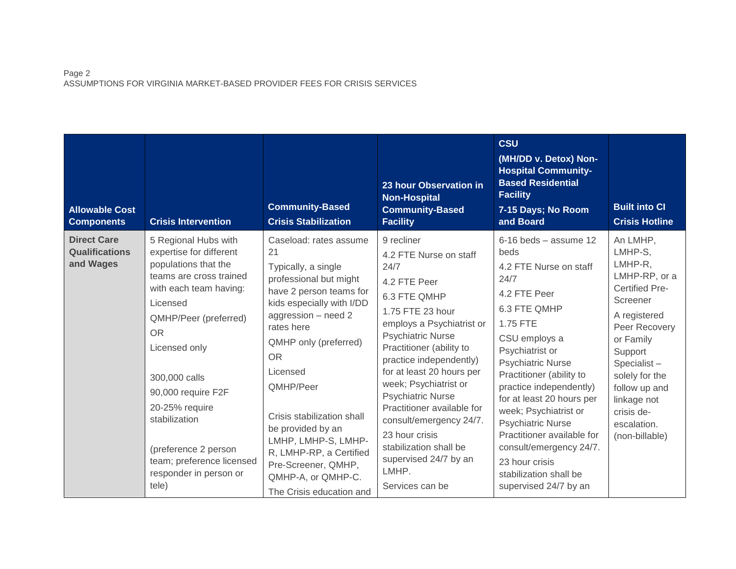| Allowable Cost Components | Crisis Intervention | Community-Based Crisis Stabilization | 23 hour Observation in Non-Hospital Community-Based Facility | CSU (MH/DD v. Detox) Non-Hospital Community-Based Residential Facility 7-15 Days; No Room and Board | Built into CI Crisis Hotline |
|---|---|---|---|---|---|
| **Direct Care Qualifications and Wages** | 5 Regional Hubs with expertise for different populations that the teams are cross trained with each team having:<br>Licensed<br>QMHP/Peer (preferred)<br>OR<br>Licensed only<br><br>300,000 calls<br>90,000 require F2F<br>20-25% require stabilization<br><br>(preference 2 person team; preference licensed responder in person or tele) | Caseload: rates assume 21<br>Typically, a single professional but might have 2 person teams for kids especially with I/DD aggression – need 2 rates here<br>QMHP only (preferred)<br>OR<br>Licensed<br>QMHP/Peer<br><br>Crisis stabilization shall be provided by an LMHP, LMHP-S, LMHP-R, LMHP-RP, a Certified Pre-Screener, QMHP, QMHP-A, or QMHP-C.<br>The Crisis education and | 9 recliner<br>4.2 FTE Nurse on staff 24/7<br>4.2 FTE Peer<br>6.3 FTE QMHP<br>1.75 FTE 23 hour employs a Psychiatrist or Psychiatric Nurse Practitioner (ability to practice independently) for at least 20 hours per week; Psychiatrist or Psychiatric Nurse Practitioner available for consult/emergency 24/7.<br>23 hour crisis stabilization shall be supervised 24/7 by an LMHP.<br>Services can be | 6-16 beds – assume 12 beds<br>4.2 FTE Nurse on staff 24/7<br>4.2 FTE Peer<br>6.3 FTE QMHP<br>1.75 FTE<br>CSU employs a Psychiatrist or Psychiatric Nurse Practitioner (ability to practice independently) for at least 20 hours per week; Psychiatrist or Psychiatric Nurse Practitioner available for consult/emergency 24/7.<br>23 hour crisis stabilization shall be supervised 24/7 by an | An LMHP, LMHP-S, LMHP-R, LMHP-RP, or a Certified Pre-Screener<br>A registered Peer Recovery or Family Support Specialist – solely for the follow up and linkage not crisis de-escalation. (non-billable) |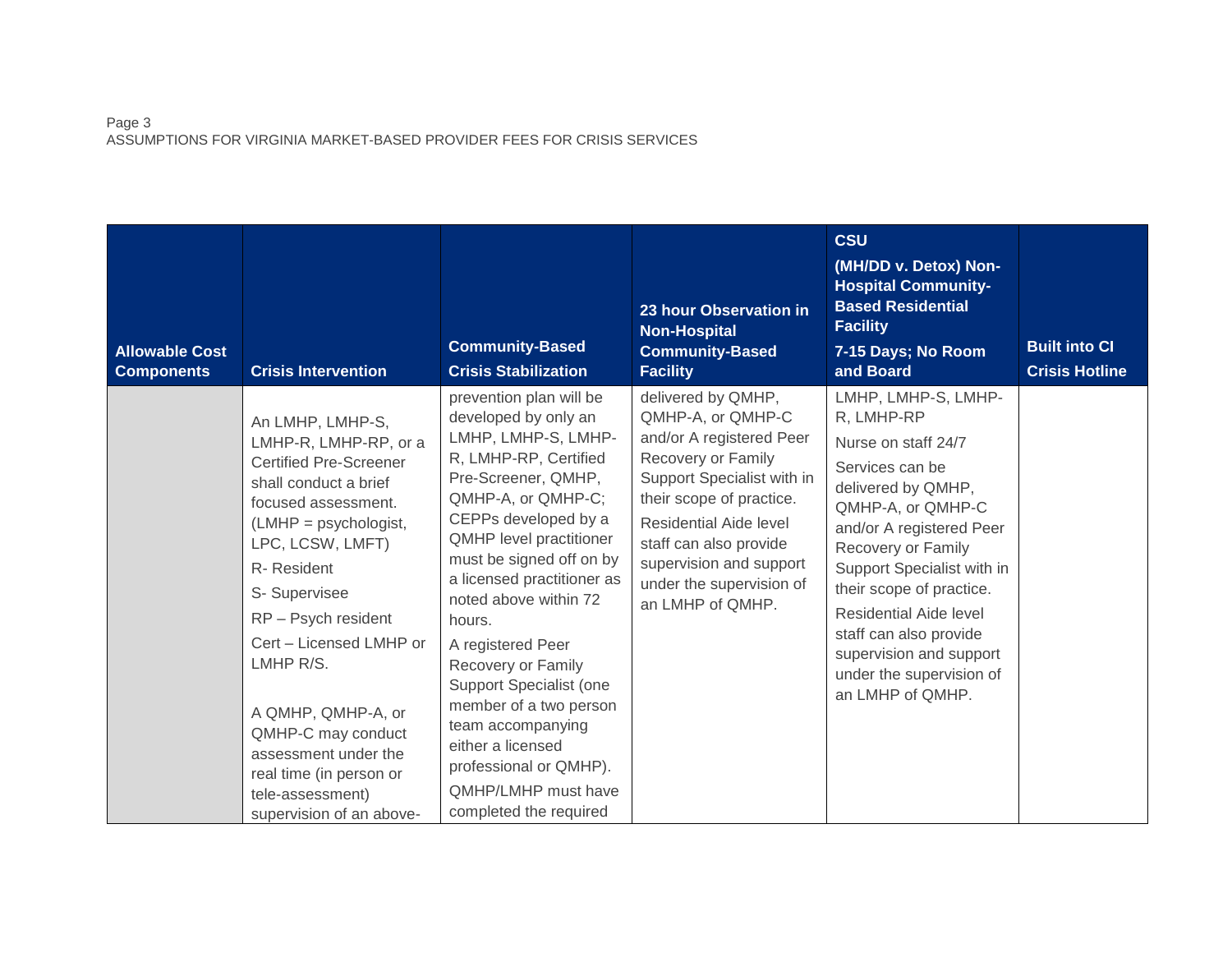| Allowable Cost Components | Crisis Intervention | Community-Based Crisis Stabilization | 23 hour Observation in Non-Hospital Community-Based Facility | CSU (MH/DD v. Detox) Non-Hospital Community-Based Residential Facility 7-15 Days; No Room and Board | Built into CI Crisis Hotline |
|---|---|---|---|---|---|
| | An LMHP, LMHP-S, LMHP-R, LMHP-RP, or a Certified Pre-Screener shall conduct a brief focused assessment. (LMHP = psychologist, LPC, LCSW, LMFT)<br>R- Resident<br>S- Supervisee<br>RP – Psych resident<br>Cert – Licensed LMHP or LMHP R/S.<br><br>A QMHP, QMHP-A, or QMHP-C may conduct assessment under the real time (in person or tele-assessment) supervision of an above- | prevention plan will be developed by only an LMHP, LMHP-S, LMHP-R, LMHP-RP, Certified Pre-Screener, QMHP, QMHP-A, or QMHP-C; CEPPs developed by a QMHP level practitioner must be signed off on by a licensed practitioner as noted above within 72 hours.<br>A registered Peer Recovery or Family Support Specialist (one member of a two person team accompanying either a licensed professional or QMHP).<br>QMHP/LMHP must have completed the required | delivered by QMHP, QMHP-A, or QMHP-C and/or A registered Peer Recovery or Family Support Specialist with in their scope of practice.<br>Residential Aide level staff can also provide supervision and support under the supervision of an LMHP of QMHP. | LMHP, LMHP-S, LMHP-R, LMHP-RP<br>Nurse on staff 24/7<br>Services can be delivered by QMHP, QMHP-A, or QMHP-C and/or A registered Peer Recovery or Family Support Specialist with in their scope of practice.<br>Residential Aide level staff can also provide supervision and support under the supervision of an LMHP of QMHP. | |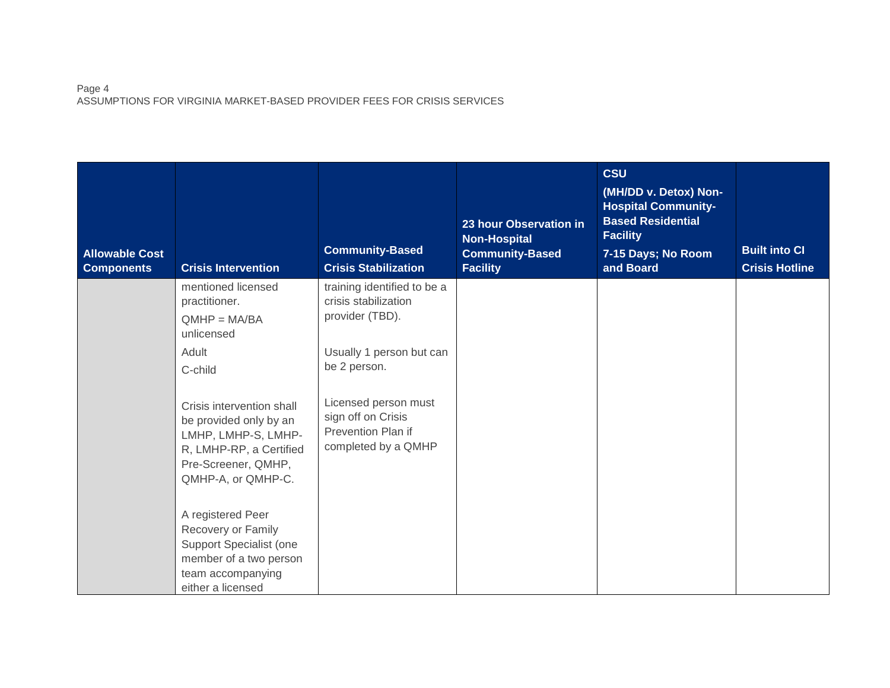| Allowable Cost Components | Crisis Intervention | Community-Based Crisis Stabilization | 23 hour Observation in Non-Hospital Community-Based Facility | CSU (MH/DD v. Detox) Non-Hospital Community-Based Residential Facility 7-15 Days; No Room and Board | Built into CI Crisis Hotline |
|---|---|---|---|---|---|
| | mentioned licensed practitioner.<br><br>QMHP = MA/BA unlicensed<br><br>Adult<br><br>C-child<br><br>Crisis intervention shall be provided only by an LMHP, LMHP-S, LMHP-R, LMHP-RP, a Certified Pre-Screener, QMHP, QMHP-A, or QMHP-C.<br><br>A registered Peer Recovery or Family Support Specialist (one member of a two person team accompanying either a licensed | training identified to be a crisis stabilization provider (TBD).<br><br>Usually 1 person but can be 2 person.<br><br>Licensed person must sign off on Crisis Prevention Plan if completed by a QMHP | | | |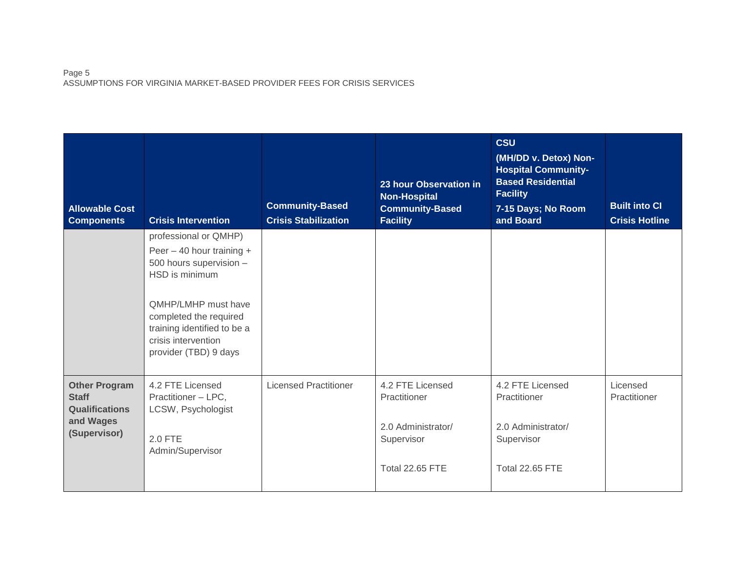| Allowable Cost Components | Crisis Intervention | Community-Based Crisis Stabilization | 23 hour Observation in Non-Hospital Community-Based Facility | CSU (MH/DD v. Detox) Non-Hospital Community-Based Residential Facility 7-15 Days; No Room and Board | Built into CI Crisis Hotline |
|---|---|---|---|---|---|
| | professional or QMHP) Peer – 40 hour training + 500 hours supervision – HSD is minimum<br><br>QMHP/LMHP must have completed the required training identified to be a crisis intervention provider (TBD) 9 days | | | | |
| **Other Program Staff Qualifications and Wages (Supervisor)** | 4.2 FTE Licensed Practitioner – LPC, LCSW, Psychologist<br><br>2.0 FTE Admin/Supervisor | Licensed Practitioner | 4.2 FTE Licensed Practitioner<br><br>2.0 Administrator/ Supervisor<br><br>Total 22.65 FTE | 4.2 FTE Licensed Practitioner<br><br>2.0 Administrator/ Supervisor<br><br>Total 22.65 FTE | Licensed Practitioner |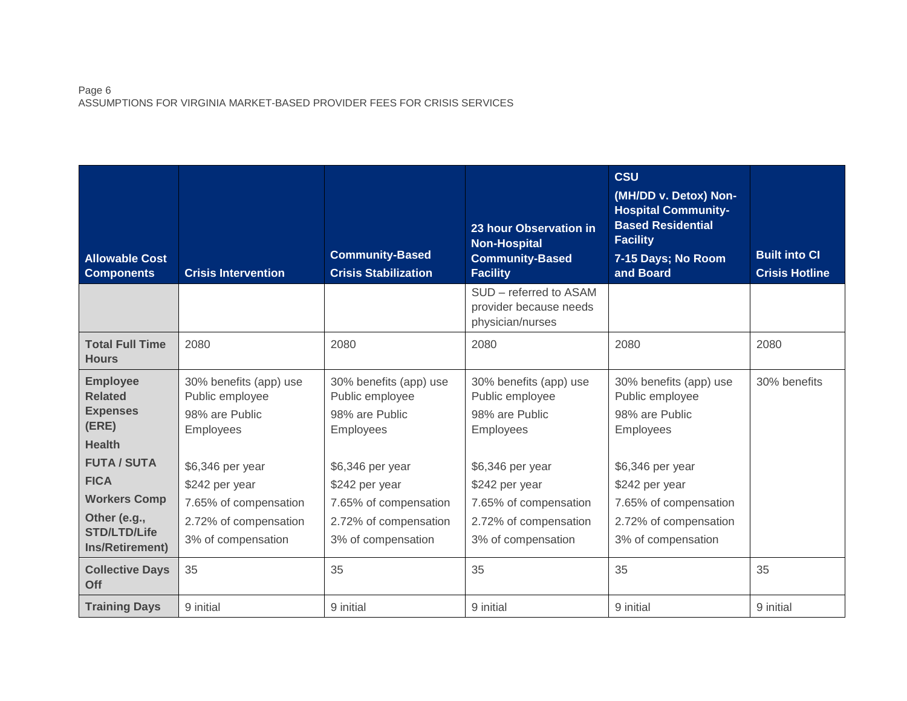| Allowable Cost Components | Crisis Intervention | Community-Based Crisis Stabilization | 23 hour Observation in Non-Hospital Community-Based Facility | CSU (MH/DD v. Detox) Non-Hospital Community-Based Residential Facility 7-15 Days; No Room and Board | Built into CI Crisis Hotline |
|---|---|---|---|---|---|
| | | | SUD – referred to ASAM provider because needs physician/nurses | | |
| **Total Full Time Hours** | 2080 | 2080 | 2080 | 2080 | 2080 |
| **Employee Related Expenses (ERE)** | 30% benefits (app) use Public employee<br>98% are Public Employees | 30% benefits (app) use Public employee<br>98% are Public Employees | 30% benefits (app) use Public employee<br>98% are Public Employees | 30% benefits (app) use Public employee<br>98% are Public Employees | 30% benefits |
| **Health** | $6,346 per year | $6,346 per year | $6,346 per year | $6,346 per year | |
| **FUTA / SUTA** | $242 per year | $242 per year | $242 per year | $242 per year | |
| **FICA** | 7.65% of compensation | 7.65% of compensation | 7.65% of compensation | 7.65% of compensation | |
| **Workers Comp** | 2.72% of compensation | 2.72% of compensation | 2.72% of compensation | 2.72% of compensation | |
| **Other (e.g., STD/LTD/Life Ins/Retirement)** | 3% of compensation | 3% of compensation | 3% of compensation | 3% of compensation | |
| **Collective Days Off** | 35 | 35 | 35 | 35 | 35 |
| **Training Days** | 9 initial | 9 initial | 9 initial | 9 initial | 9 initial |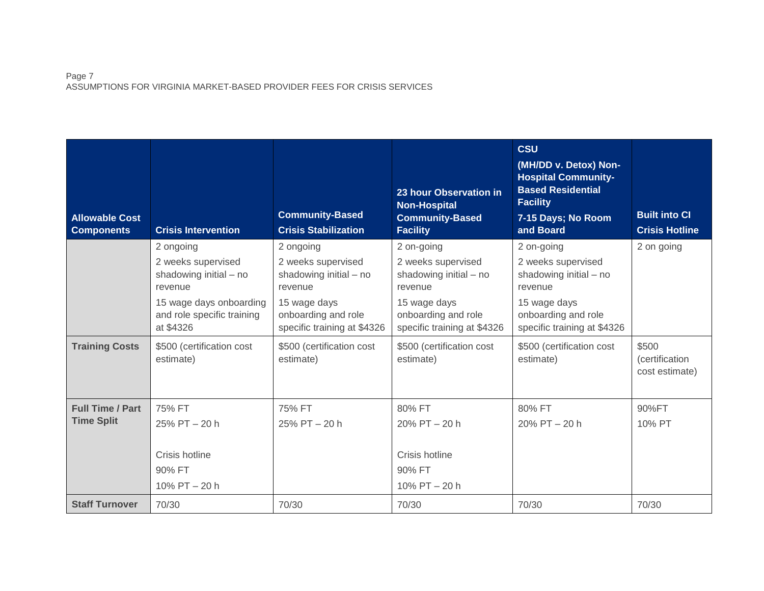| Allowable Cost Components | Crisis Intervention | Community-Based Crisis Stabilization | 23 hour Observation in Non-Hospital Community-Based Facility | CSU (MH/DD v. Detox) Non-Hospital Community-Based Residential Facility 7-15 Days; No Room and Board | Built into CI Crisis Hotline |
|---|---|---|---|---|---|
| | 2 ongoing<br>2 weeks supervised shadowing initial – no revenue<br>15 wage days onboarding and role specific training at $4326 | 2 ongoing<br>2 weeks supervised shadowing initial – no revenue<br>15 wage days onboarding and role specific training at $4326 | 2 on-going<br>2 weeks supervised shadowing initial – no revenue<br>15 wage days onboarding and role specific training at $4326 | 2 on-going<br>2 weeks supervised shadowing initial – no revenue<br>15 wage days onboarding and role specific training at $4326 | 2 on going |
| **Training Costs** | $500 (certification cost estimate) | $500 (certification cost estimate) | $500 (certification cost estimate) | $500 (certification cost estimate) | $500 (certification cost estimate) |
| **Full Time / Part Time Split** | 75% FT<br>25% PT – 20 h<br><br>Crisis hotline<br>90% FT<br>10% PT – 20 h | 75% FT<br>25% PT – 20 h | 80% FT<br>20% PT – 20 h<br><br>Crisis hotline<br>90% FT<br>10% PT – 20 h | 80% FT<br>20% PT – 20 h | 90%FT<br>10% PT |
| **Staff Turnover** | 70/30 | 70/30 | 70/30 | 70/30 | 70/30 |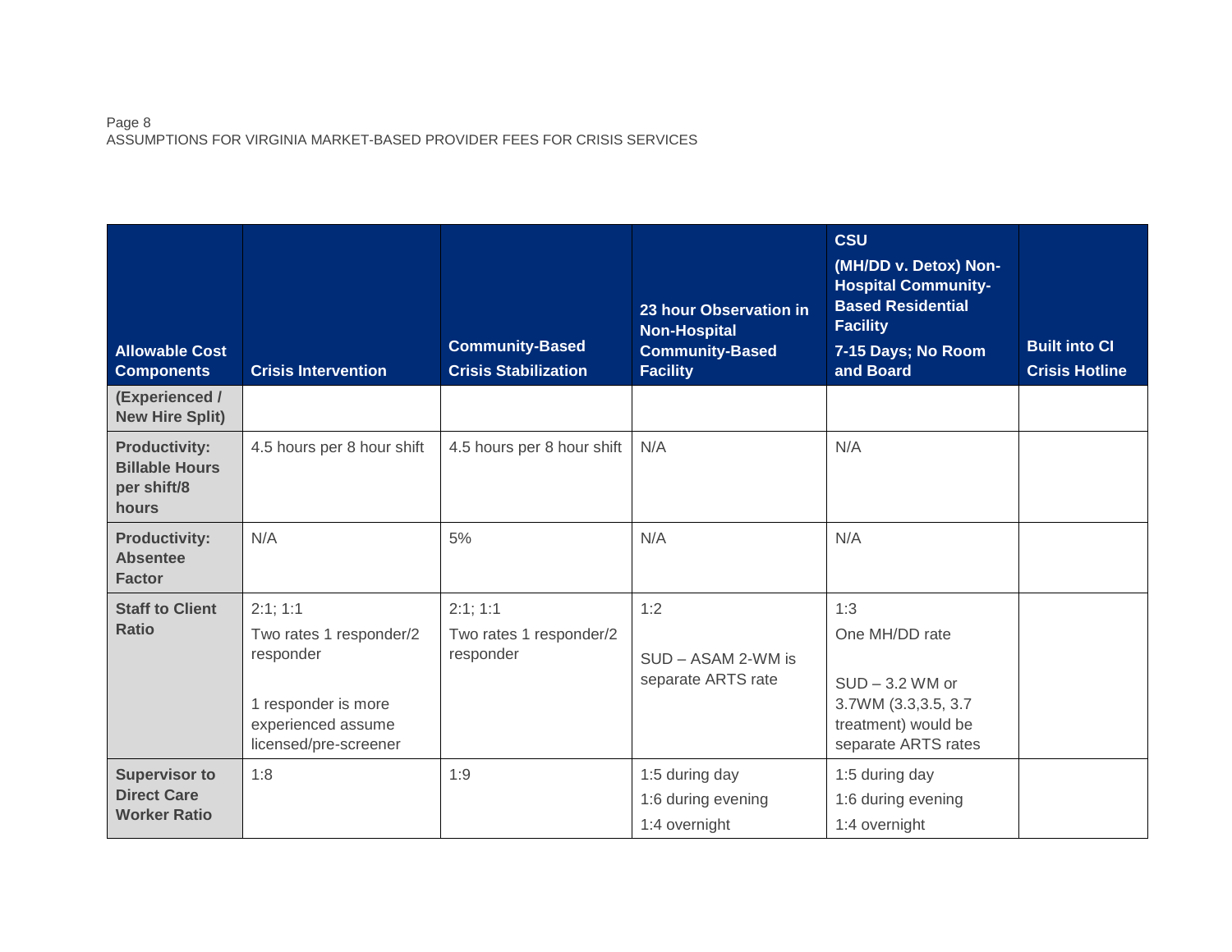| Allowable Cost Components | Crisis Intervention | Community-Based Crisis Stabilization | 23 hour Observation in Non-Hospital Community-Based Facility | CSU (MH/DD v. Detox) Non-Hospital Community-Based Residential Facility 7-15 Days; No Room and Board | Built into CI Crisis Hotline |
|---|---|---|---|---|---|
| **(Experienced / New Hire Split)** | | | | | |
| **Productivity: Billable Hours per shift/8 hours** | 4.5 hours per 8 hour shift | 4.5 hours per 8 hour shift | N/A | N/A | |
| **Productivity: Absentee Factor** | N/A | 5% | N/A | N/A | |
| **Staff to Client Ratio** | 2:1; 1:1<br>Two rates 1 responder/2 responder<br><br>1 responder is more experienced assume licensed/pre-screener | 2:1; 1:1<br>Two rates 1 responder/2 responder | 1:2<br><br>SUD – ASAM 2-WM is separate ARTS rate | 1:3<br>One MH/DD rate<br><br>SUD – 3.2 WM or 3.7WM (3.3,3.5, 3.7 treatment) would be separate ARTS rates | |
| **Supervisor to Direct Care Worker Ratio** | 1:8 | 1:9 | 1:5 during day<br>1:6 during evening<br>1:4 overnight | 1:5 during day<br>1:6 during evening<br>1:4 overnight | |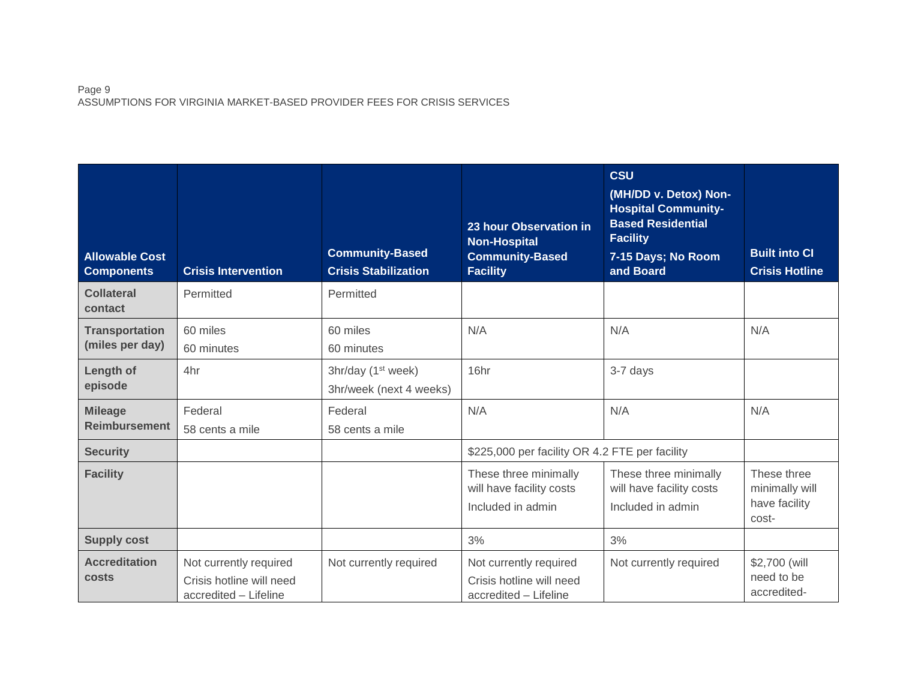| Allowable Cost Components | Crisis Intervention | Community-Based Crisis Stabilization | 23 hour Observation in Non-Hospital Community-Based Facility | CSU (MH/DD v. Detox) Non-Hospital Community-Based Residential Facility 7-15 Days; No Room and Board | Built into CI Crisis Hotline |
|---|---|---|---|---|---|
| Collateral contact | Permitted | Permitted | | | |
| Transportation (miles per day) | 60 miles<br>60 minutes | 60 miles<br>60 minutes | N/A | N/A | N/A |
| Length of episode | 4hr | 3hr/day (1st week)<br>3hr/week (next 4 weeks) | 16hr | 3-7 days | |
| Mileage Reimbursement | Federal<br>58 cents a mile | Federal<br>58 cents a mile | N/A | N/A | N/A |
| Security | | | $225,000 per facility OR 4.2 FTE per facility | | |
| Facility | | | These three minimally will have facility costs<br>Included in admin | These three minimally will have facility costs<br>Included in admin | These three minimally will have facility cost- |
| Supply cost | | | 3% | 3% | |
| Accreditation costs | Not currently required<br>Crisis hotline will need accredited – Lifeline | Not currently required | Not currently required<br>Crisis hotline will need accredited – Lifeline | Not currently required | $2,700 (will need to be accredited- |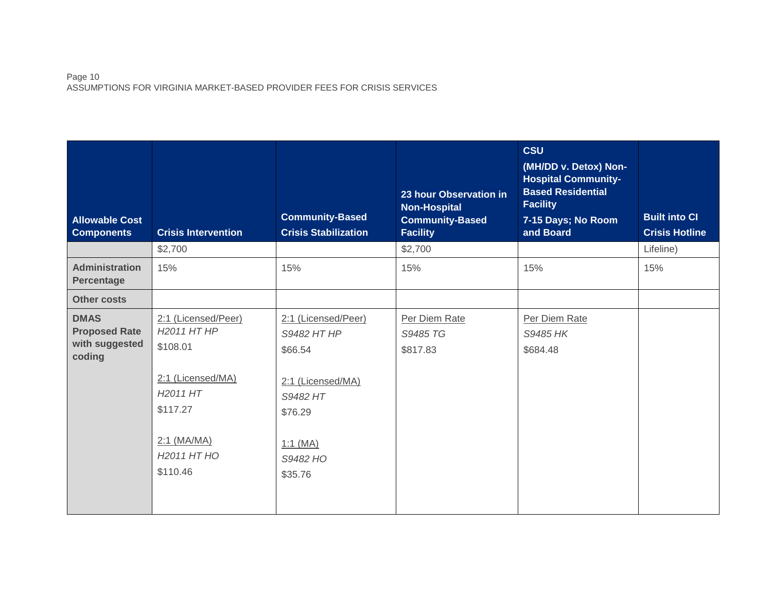| Allowable Cost Components | Crisis Intervention | Community-Based Crisis Stabilization | 23 hour Observation in Non-Hospital Community-Based Facility | CSU (MH/DD v. Detox) Non-Hospital Community-Based Residential Facility 7-15 Days; No Room and Board | Built into CI Crisis Hotline |
|---|---|---|---|---|---|
| | $2,700 | | $2,700 | | Lifeline) |
| **Administration Percentage** | 15% | 15% | 15% | 15% | 15% |
| **Other costs** | | | | | |
| **DMAS Proposed Rate with suggested coding** | 2:1 (Licensed/Peer) *H2011 HT HP* $108.01<br><br>2:1 (Licensed/MA) *H2011 HT* $117.27<br><br>2:1 (MA/MA) *H2011 HT HO* $110.46 | 2:1 (Licensed/Peer) *S9482 HT HP* $66.54<br><br>2:1 (Licensed/MA) *S9482 HT* $76.29<br><br>1:1 (MA) *S9482 HO* $35.76 | Per Diem Rate *S9485 TG* $817.83 | Per Diem Rate *S9485 HK* $684.48 | |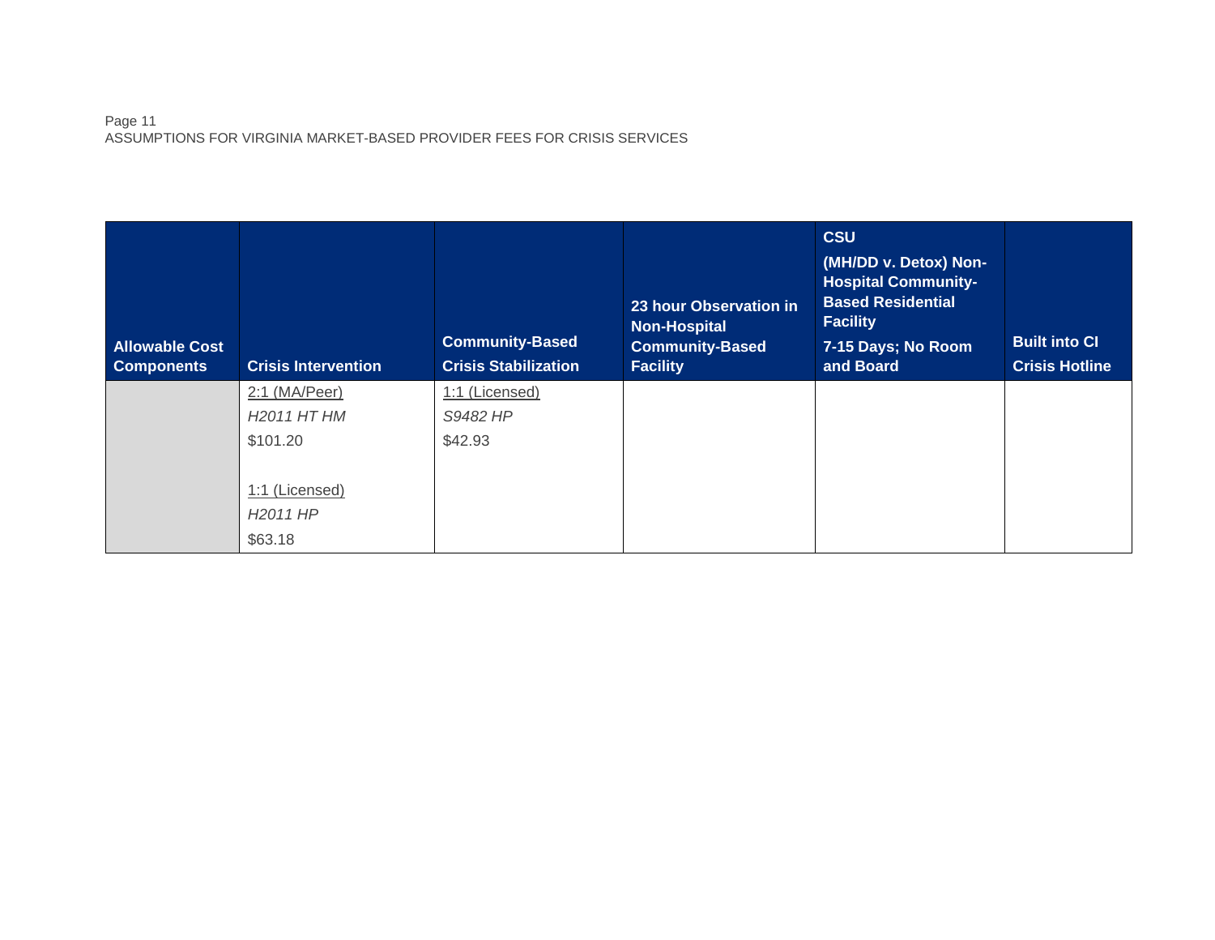| Allowable Cost Components | Crisis Intervention | Community-Based Crisis Stabilization | 23 hour Observation in Non-Hospital Community-Based Facility | CSU (MH/DD v. Detox) Non-Hospital Community-Based Residential Facility 7-15 Days; No Room and Board | Built into CI Crisis Hotline |
|---|---|---|---|---|---|
| | 2:1 (MA/Peer)<br>*H2011 HT HM*<br>$101.20<br><br>1:1 (Licensed)<br>*H2011 HP*<br>$63.18 | 1:1 (Licensed)<br>*S9482 HP*<br>$42.93 | | | |